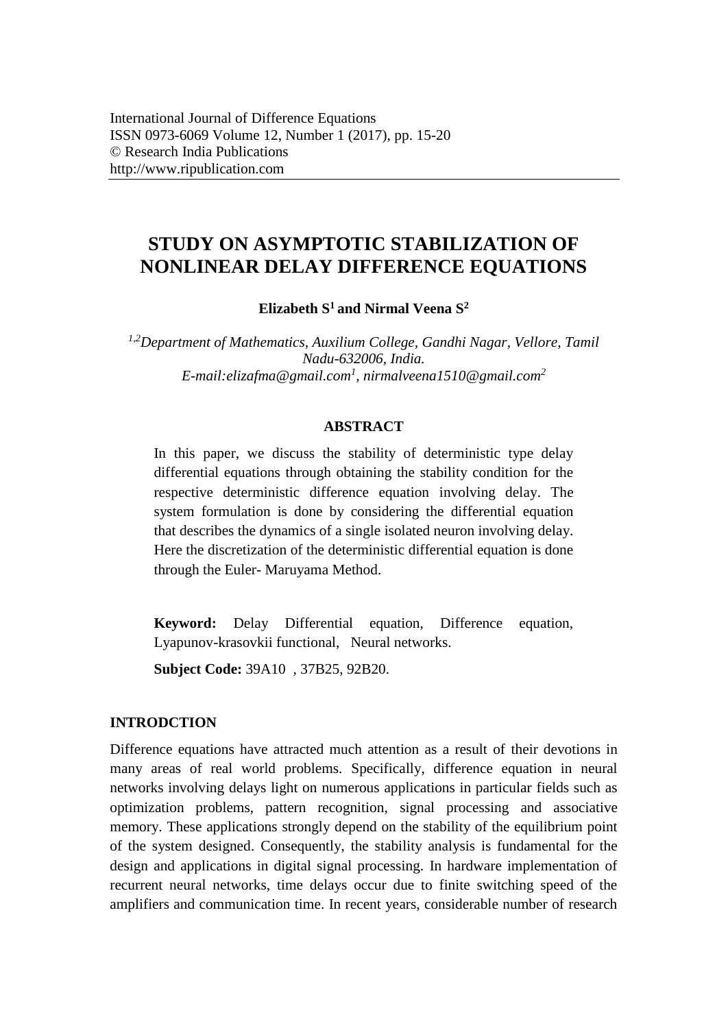# STUDY ON ASYMPTOTIC STABILIZATION OF NONLINEAR DELAY DIFFERENCE EQUATIONS

**Elizabeth S[1] and Nirmal Veena S[2]**

*[1,2]Department of Mathematics, Auxilium College, Gandhi Nagar, Vellore, Tamil Nadu-632006, India.*
*E-mail:elizafma@gmail.com[1], nirmalveena1510@gmail.com[2]*

### ABSTRACT

In this paper, we discuss the stability of deterministic type delay differential equations through obtaining the stability condition for the respective deterministic difference equation involving delay. The system formulation is done by considering the differential equation that describes the dynamics of a single isolated neuron involving delay. Here the discretization of the deterministic differential equation is done through the Euler- Maruyama Method.

**Keyword:** Delay Differential equation, Difference equation, Lyapunov-krasovkii functional, Neural networks.

**Subject Code:** 39A10 , 37B25, 92B20.

## INTRODCTION

Difference equations have attracted much attention as a result of their devotions in many areas of real world problems. Specifically, difference equation in neural networks involving delays light on numerous applications in particular fields such as optimization problems, pattern recognition, signal processing and associative memory. These applications strongly depend on the stability of the equilibrium point of the system designed. Consequently, the stability analysis is fundamental for the design and applications in digital signal processing. In hardware implementation of recurrent neural networks, time delays occur due to finite switching speed of the amplifiers and communication time. In recent years, considerable number of research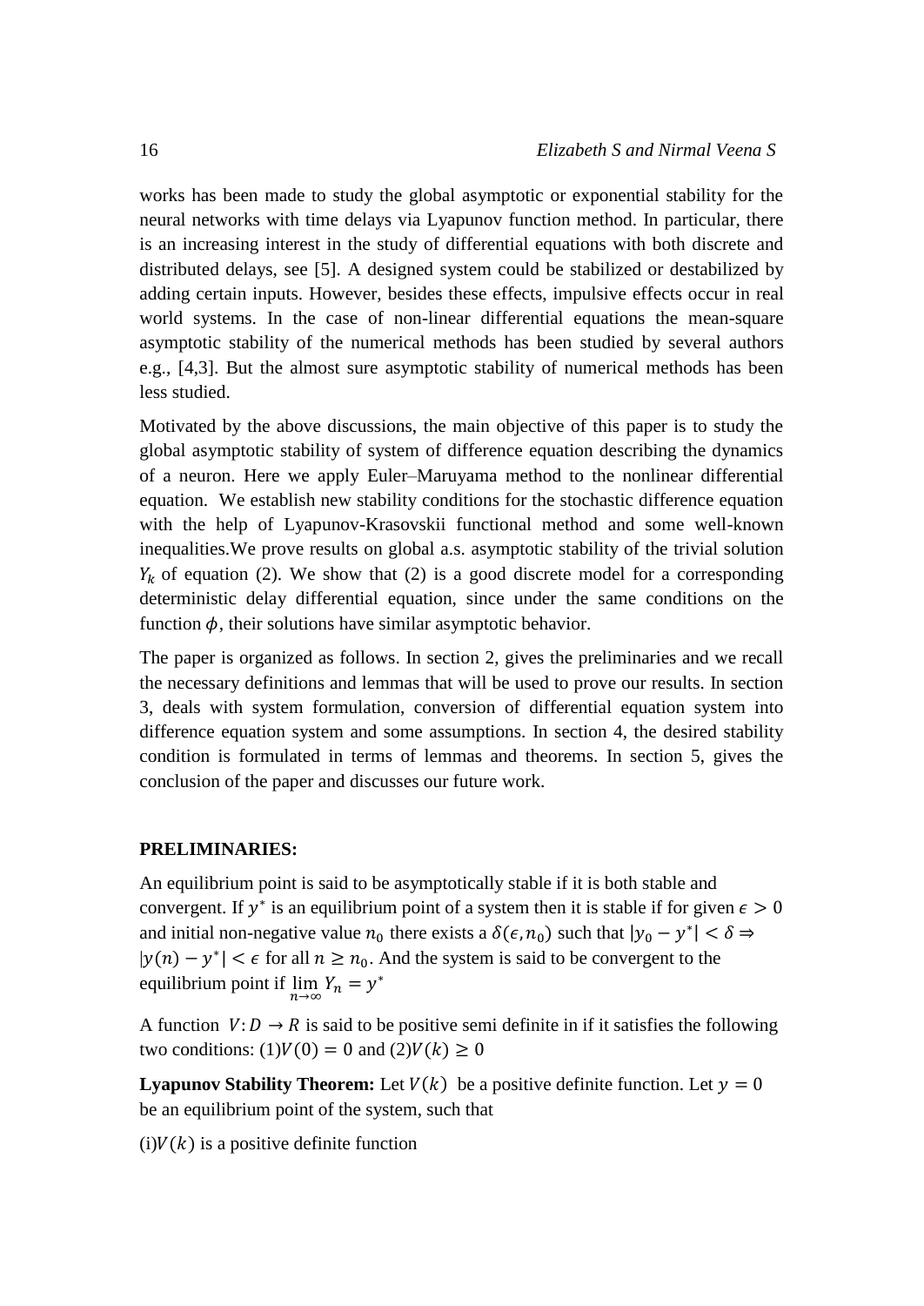works has been made to study the global asymptotic or exponential stability for the neural networks with time delays via Lyapunov function method. In particular, there is an increasing interest in the study of differential equations with both discrete and distributed delays, see [5]. A designed system could be stabilized or destabilized by adding certain inputs. However, besides these effects, impulsive effects occur in real world systems. In the case of non-linear differential equations the mean-square asymptotic stability of the numerical methods has been studied by several authors e.g., [4,3]. But the almost sure asymptotic stability of numerical methods has been less studied.

Motivated by the above discussions, the main objective of this paper is to study the global asymptotic stability of system of difference equation describing the dynamics of a neuron. Here we apply Euler–Maruyama method to the nonlinear differential equation. We establish new stability conditions for the stochastic difference equation with the help of Lyapunov-Krasovskii functional method and some well-known inequalities.We prove results on global a.s. asymptotic stability of the trivial solution $Y_k$ of equation (2). We show that (2) is a good discrete model for a corresponding deterministic delay differential equation, since under the same conditions on the function $\phi$, their solutions have similar asymptotic behavior.

The paper is organized as follows. In section 2, gives the preliminaries and we recall the necessary definitions and lemmas that will be used to prove our results. In section 3, deals with system formulation, conversion of differential equation system into difference equation system and some assumptions. In section 4, the desired stability condition is formulated in terms of lemmas and theorems. In section 5, gives the conclusion of the paper and discusses our future work.

## PRELIMINARIES:

An equilibrium point is said to be asymptotically stable if it is both stable and convergent. If $y^*$ is an equilibrium point of a system then it is stable if for given $\epsilon > 0$ and initial non-negative value $n_0$ there exists a $\delta(\epsilon, n_0)$ such that $|y_0 - y^*| < \delta \Rightarrow |y(n) - y^*| < \epsilon$ for all $n \geq n_0$. And the system is said to be convergent to the equilibrium point if $\lim_{n\to\infty} Y_n = y^*$

A function $V: D \to R$ is said to be positive semi definite in if it satisfies the following two conditions: (1)$V(0) = 0$ and (2)$V(k) \geq 0$

**Lyapunov Stability Theorem:** Let $V(k)$ be a positive definite function. Let $y = 0$ be an equilibrium point of the system, such that

(i)$V(k)$ is a positive definite function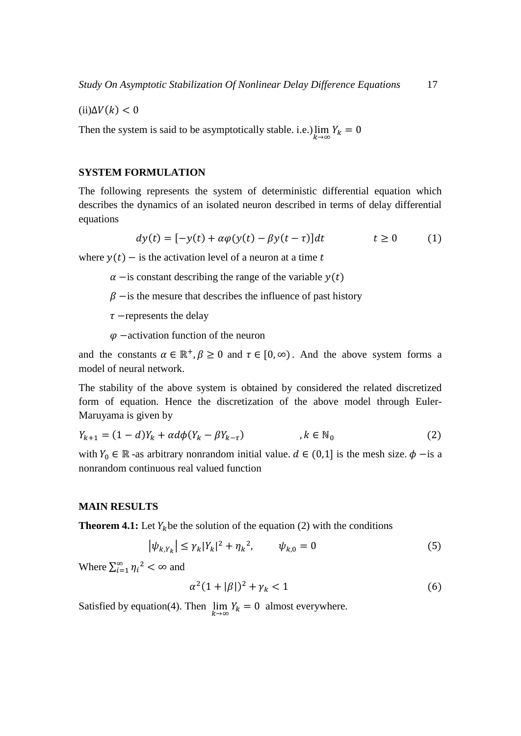(ii)$\Delta V(k) < 0$

Then the system is said to be asymptotically stable. i.e.) $\lim_{k\to\infty} Y_k = 0$

## SYSTEM FORMULATION

The following represents the system of deterministic differential equation which describes the dynamics of an isolated neuron described in terms of delay differential equations

$$dy(t) = [-y(t) + \alpha\varphi(y(t) - \beta y(t-\tau)]dt \qquad t \geq 0 \qquad (1)$$

where $y(t) -$ is the activation level of a neuron at a time $t$

$\alpha -$is constant describing the range of the variable $y(t)$

$\beta -$is the mesure that describes the influence of past history

$\tau -$represents the delay

$\varphi -$activation function of the neuron

and the constants $\alpha \in \mathbb{R}^+, \beta \geq 0$ and $\tau \in [0, \infty)$. And the above system forms a model of neural network.

The stability of the above system is obtained by considered the related discretized form of equation. Hence the discretization of the above model through Euler-Maruyama is given by

$$Y_{k+1} = (1-d)Y_k + \alpha d\phi(Y_k - \beta Y_{k-\tau}) \qquad , k \in \mathbb{N}_0 \qquad (2)$$

with $Y_0 \in \mathbb{R}$ -as arbitrary nonrandom initial value. $d \in (0,1]$ is the mesh size. $\phi -$is a nonrandom continuous real valued function

## MAIN RESULTS

**Theorem 4.1:** Let $Y_k$ be the solution of the equation (2) with the conditions

$$|\psi_{k,Y_k}| \leq \gamma_k |Y_k|^2 + \eta_k{}^2, \qquad \psi_{k,0} = 0 \qquad (5)$$

Where $\sum_{i=1}^{\infty} \eta_i{}^2 < \infty$ and

$$\alpha^2(1+|\beta|)^2 + \gamma_k < 1 \qquad (6)$$

Satisfied by equation(4). Then $\lim_{k\to\infty} Y_k = 0$ almost everywhere.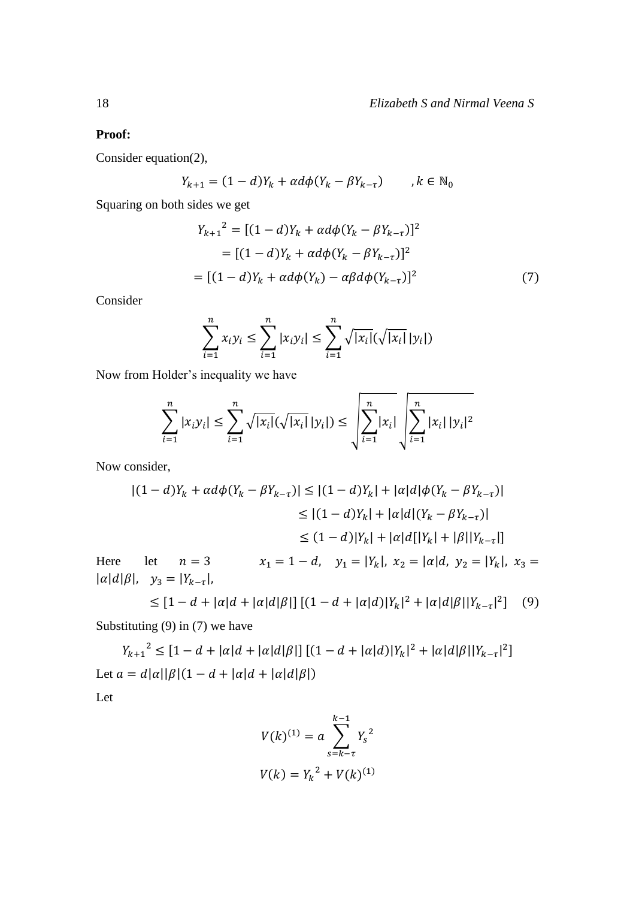**Proof:**

Consider equation(2),

$$Y_{k+1} = (1-d)Y_k + \alpha d\phi(Y_k - \beta Y_{k-\tau}) \qquad , k \in \mathbb{N}_0$$

Squaring on both sides we get

$$\begin{aligned} {Y_{k+1}}^2 &= [(1-d)Y_k + \alpha d\phi(Y_k - \beta Y_{k-\tau})]^2 \\ &= [(1-d)Y_k + \alpha d\phi(Y_k - \beta Y_{k-\tau})]^2 \\ &= [(1-d)Y_k + \alpha d\phi(Y_k) - \alpha\beta d\phi(Y_{k-\tau})]^2 \end{aligned} \tag{7}$$

Consider

$$\sum_{i=1}^{n} x_i y_i \leq \sum_{i=1}^{n} |x_i y_i| \leq \sum_{i=1}^{n} \sqrt{|x_i|}(\sqrt{|x_i|}\,|y_i|)$$

Now from Holder's inequality we have

$$\sum_{i=1}^{n} |x_i y_i| \leq \sum_{i=1}^{n} \sqrt{|x_i|}(\sqrt{|x_i|}\,|y_i|) \leq \sqrt{\sum_{i=1}^{n} |x_i|}\sqrt{\sum_{i=1}^{n} |x_i|\,|y_i|^2}$$

Now consider,

$$\begin{aligned} |(1-d)Y_k + \alpha d\phi(Y_k - \beta Y_{k-\tau})| &\leq |(1-d)Y_k| + |\alpha| d|\phi(Y_k - \beta Y_{k-\tau})| \\ &\leq |(1-d)Y_k| + |\alpha| d|(Y_k - \beta Y_{k-\tau})| \\ &\leq (1-d)|Y_k| + |\alpha| d[|Y_k| + |\beta||Y_{k-\tau}|] \end{aligned}$$

Here let $n = 3$ $\quad x_1 = 1-d, \quad y_1 = |Y_k|, \; x_2 = |\alpha|d, \; y_2 = |Y_k|, \; x_3 = |\alpha|d|\beta|, \quad y_3 = |Y_{k-\tau}|,$

$$\leq [1 - d + |\alpha|d + |\alpha|d|\beta|]\,[(1 - d + |\alpha|d)|Y_k|^2 + |\alpha|d|\beta||Y_{k-\tau}|^2] \tag{9}$$

Substituting (9) in (7) we have

$${Y_{k+1}}^2 \leq [1 - d + |\alpha|d + |\alpha|d|\beta|]\,[(1 - d + |\alpha|d)|Y_k|^2 + |\alpha|d|\beta||Y_{k-\tau}|^2]$$

Let $a = d|\alpha||\beta|(1 - d + |\alpha|d + |\alpha|d|\beta|)$

Let

$$V(k)^{(1)} = a \sum_{s=k-\tau}^{k-1} {Y_s}^2$$

$$V(k) = {Y_k}^2 + V(k)^{(1)}$$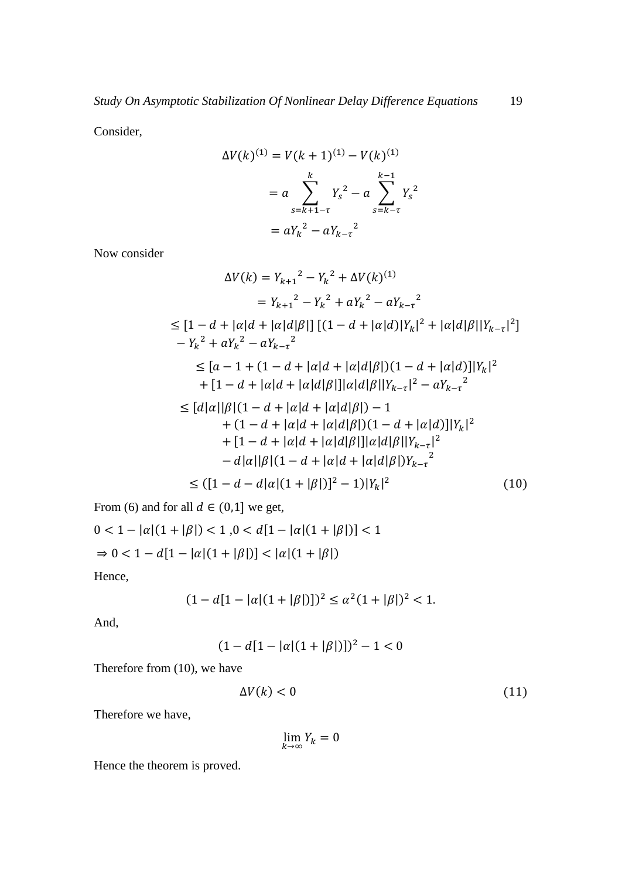Consider,

$$\Delta V(k)^{(1)} = V(k+1)^{(1)} - V(k)^{(1)}$$

$$= a \sum_{s=k+1-\tau}^{k} {Y_s}^2 - a \sum_{s=k-\tau}^{k-1} {Y_s}^2$$

$$= a{Y_k}^2 - a{Y_{k-\tau}}^2$$

Now consider

$$\Delta V(k) = {Y_{k+1}}^2 - {Y_k}^2 + \Delta V(k)^{(1)}$$

$$= {Y_{k+1}}^2 - {Y_k}^2 + a{Y_k}^2 - a{Y_{k-\tau}}^2$$

$$\leq [1 - d + |\alpha|d + |\alpha|d|\beta|]\,[(1 - d + |\alpha|d)|Y_k|^2 + |\alpha|d|\beta||Y_{k-\tau}|^2] - {Y_k}^2 + a{Y_k}^2 - a{Y_{k-\tau}}^2$$

$$\leq [a - 1 + (1 - d + |\alpha|d + |\alpha|d|\beta|)(1 - d + |\alpha|d)]|Y_k|^2 + [1 - d + |\alpha|d + |\alpha|d|\beta|]|\alpha|d|\beta||Y_{k-\tau}|^2 - a{Y_{k-\tau}}^2$$

$$\leq [d|\alpha||\beta|(1 - d + |\alpha|d + |\alpha|d|\beta|) - 1 + (1 - d + |\alpha|d + |\alpha|d|\beta|)(1 - d + |\alpha|d)]|Y_k|^2 + [1 - d + |\alpha|d + |\alpha|d|\beta|]|\alpha|d|\beta||Y_{k-\tau}|^2 - d|\alpha||\beta|(1 - d + |\alpha|d + |\alpha|d|\beta|){Y_{k-\tau}}^2$$

$$\leq ([1 - d - d|\alpha|(1 + |\beta|)]^2 - 1)|Y_k|^2 \tag{10}$$

From (6) and for all $d \in (0,1]$ we get,

$0 < 1 - |\alpha|(1 + |\beta|) < 1$ ,$0 < d[1 - |\alpha|(1 + |\beta|)] < 1$

$\Rightarrow 0 < 1 - d[1 - |\alpha|(1 + |\beta|)] < |\alpha|(1 + |\beta|)$

Hence,

$$(1 - d[1 - |\alpha|(1 + |\beta|)])^2 \leq \alpha^2(1 + |\beta|)^2 < 1.$$

And,

$$(1 - d[1 - |\alpha|(1 + |\beta|)])^2 - 1 < 0$$

Therefore from (10), we have

$$\Delta V(k) < 0 \tag{11}$$

Therefore we have,

$$\lim_{k \to \infty} Y_k = 0$$

Hence the theorem is proved.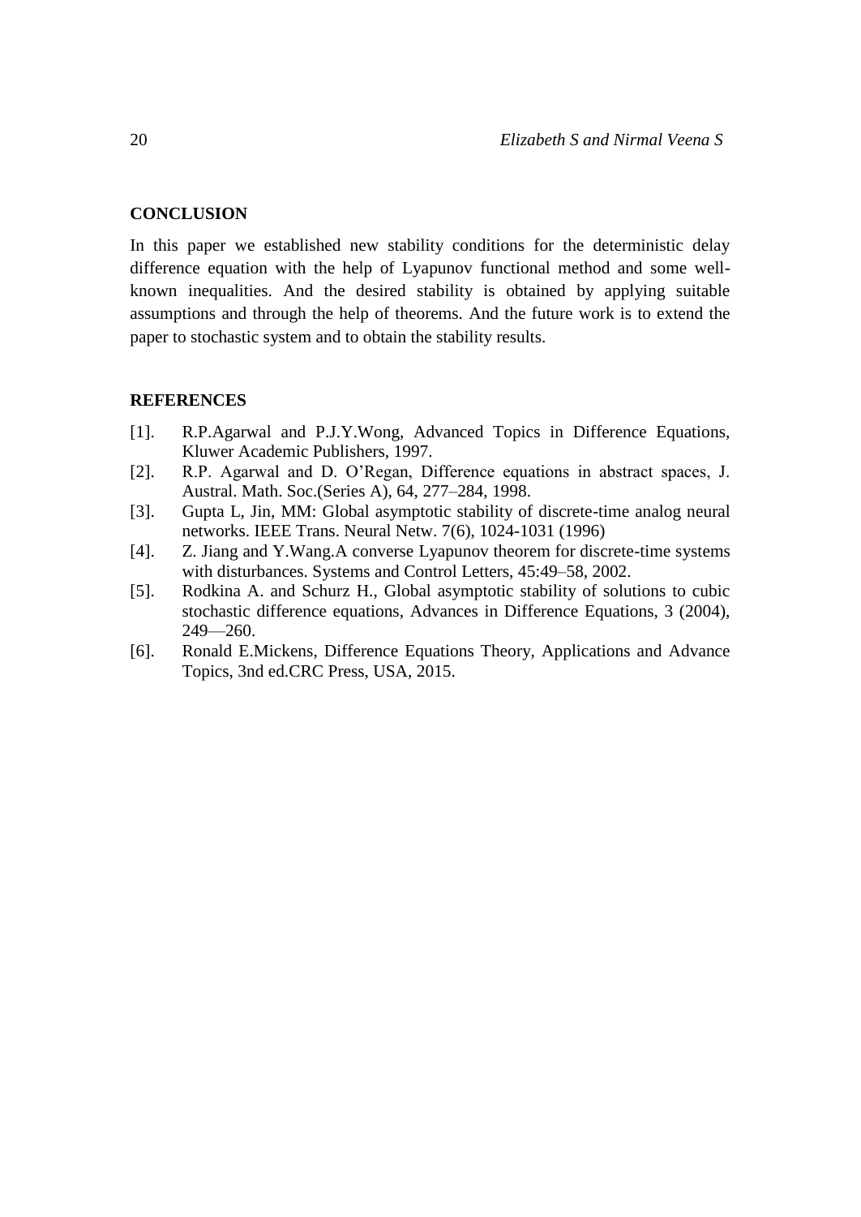## CONCLUSION

In this paper we established new stability conditions for the deterministic delay difference equation with the help of Lyapunov functional method and some well-known inequalities. And the desired stability is obtained by applying suitable assumptions and through the help of theorems. And the future work is to extend the paper to stochastic system and to obtain the stability results.

## REFERENCES

[1]. R.P.Agarwal and P.J.Y.Wong, Advanced Topics in Difference Equations, Kluwer Academic Publishers, 1997.

[2]. R.P. Agarwal and D. O'Regan, Difference equations in abstract spaces, J. Austral. Math. Soc.(Series A), 64, 277–284, 1998.

[3]. Gupta L, Jin, MM: Global asymptotic stability of discrete-time analog neural networks. IEEE Trans. Neural Netw. 7(6), 1024-1031 (1996)

[4]. Z. Jiang and Y.Wang.A converse Lyapunov theorem for discrete-time systems with disturbances. Systems and Control Letters, 45:49–58, 2002.

[5]. Rodkina A. and Schurz H., Global asymptotic stability of solutions to cubic stochastic difference equations, Advances in Difference Equations, 3 (2004), 249—260.

[6]. Ronald E.Mickens, Difference Equations Theory, Applications and Advance Topics, 3nd ed.CRC Press, USA, 2015.